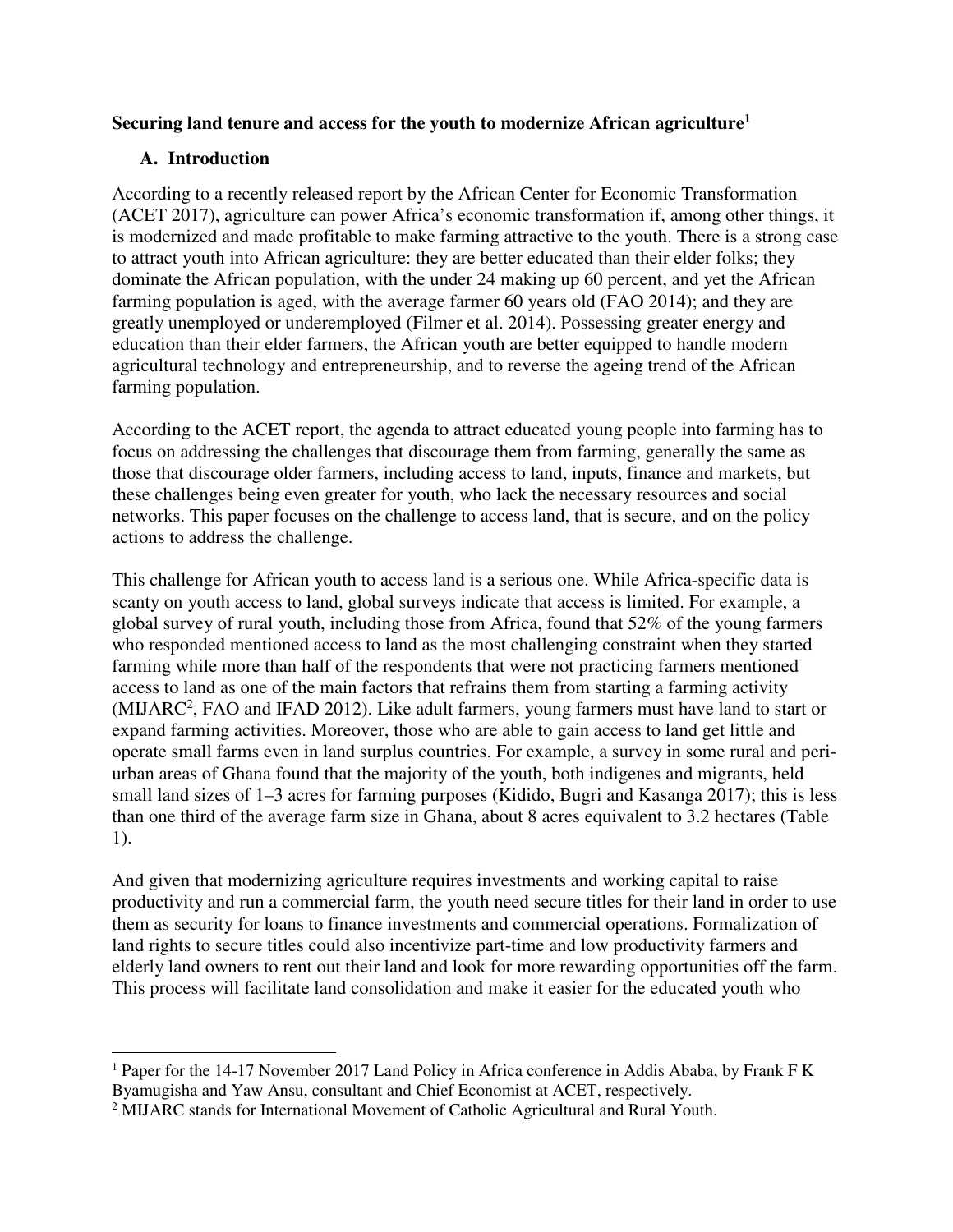**Securing land tenure and access for the youth to modernize African agriculture[1]**

## A. Introduction

According to a recently released report by the African Center for Economic Transformation (ACET 2017), agriculture can power Africa's economic transformation if, among other things, it is modernized and made profitable to make farming attractive to the youth. There is a strong case to attract youth into African agriculture: they are better educated than their elder folks; they dominate the African population, with the under 24 making up 60 percent, and yet the African farming population is aged, with the average farmer 60 years old (FAO 2014); and they are greatly unemployed or underemployed (Filmer et al. 2014). Possessing greater energy and education than their elder farmers, the African youth are better equipped to handle modern agricultural technology and entrepreneurship, and to reverse the ageing trend of the African farming population.

According to the ACET report, the agenda to attract educated young people into farming has to focus on addressing the challenges that discourage them from farming, generally the same as those that discourage older farmers, including access to land, inputs, finance and markets, but these challenges being even greater for youth, who lack the necessary resources and social networks. This paper focuses on the challenge to access land, that is secure, and on the policy actions to address the challenge.

This challenge for African youth to access land is a serious one. While Africa-specific data is scanty on youth access to land, global surveys indicate that access is limited. For example, a global survey of rural youth, including those from Africa, found that 52% of the young farmers who responded mentioned access to land as the most challenging constraint when they started farming while more than half of the respondents that were not practicing farmers mentioned access to land as one of the main factors that refrains them from starting a farming activity (MIJARC[2], FAO and IFAD 2012). Like adult farmers, young farmers must have land to start or expand farming activities. Moreover, those who are able to gain access to land get little and operate small farms even in land surplus countries. For example, a survey in some rural and peri-urban areas of Ghana found that the majority of the youth, both indigenes and migrants, held small land sizes of 1–3 acres for farming purposes (Kidido, Bugri and Kasanga 2017); this is less than one third of the average farm size in Ghana, about 8 acres equivalent to 3.2 hectares (Table 1).

And given that modernizing agriculture requires investments and working capital to raise productivity and run a commercial farm, the youth need secure titles for their land in order to use them as security for loans to finance investments and commercial operations. Formalization of land rights to secure titles could also incentivize part-time and low productivity farmers and elderly land owners to rent out their land and look for more rewarding opportunities off the farm. This process will facilitate land consolidation and make it easier for the educated youth who

---

[1] Paper for the 14-17 November 2017 Land Policy in Africa conference in Addis Ababa, by Frank F K Byamugisha and Yaw Ansu, consultant and Chief Economist at ACET, respectively.

[2] MIJARC stands for International Movement of Catholic Agricultural and Rural Youth.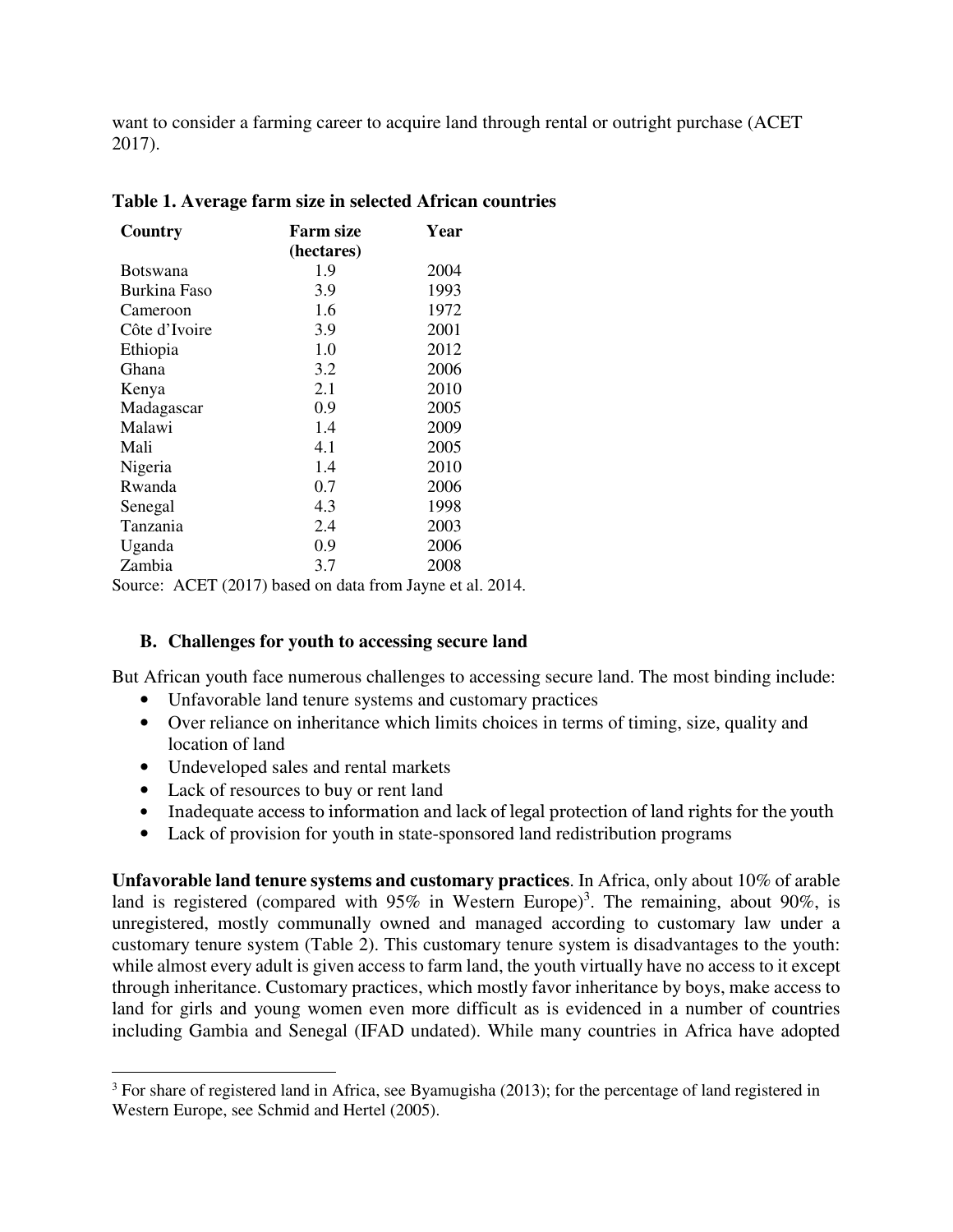want to consider a farming career to acquire land through rental or outright purchase (ACET 2017).

**Table 1. Average farm size in selected African countries**

| Country | Farm size (hectares) | Year |
|---|---|---|
| Botswana | 1.9 | 2004 |
| Burkina Faso | 3.9 | 1993 |
| Cameroon | 1.6 | 1972 |
| Côte d'Ivoire | 3.9 | 2001 |
| Ethiopia | 1.0 | 2012 |
| Ghana | 3.2 | 2006 |
| Kenya | 2.1 | 2010 |
| Madagascar | 0.9 | 2005 |
| Malawi | 1.4 | 2009 |
| Mali | 4.1 | 2005 |
| Nigeria | 1.4 | 2010 |
| Rwanda | 0.7 | 2006 |
| Senegal | 4.3 | 1998 |
| Tanzania | 2.4 | 2003 |
| Uganda | 0.9 | 2006 |
| Zambia | 3.7 | 2008 |

Source: ACET (2017) based on data from Jayne et al. 2014.

### B. Challenges for youth to accessing secure land

But African youth face numerous challenges to accessing secure land. The most binding include:

- Unfavorable land tenure systems and customary practices
- Over reliance on inheritance which limits choices in terms of timing, size, quality and location of land
- Undeveloped sales and rental markets
- Lack of resources to buy or rent land
- Inadequate access to information and lack of legal protection of land rights for the youth
- Lack of provision for youth in state-sponsored land redistribution programs

**Unfavorable land tenure systems and customary practices**. In Africa, only about 10% of arable land is registered (compared with 95% in Western Europe)[3]. The remaining, about 90%, is unregistered, mostly communally owned and managed according to customary law under a customary tenure system (Table 2). This customary tenure system is disadvantages to the youth: while almost every adult is given access to farm land, the youth virtually have no access to it except through inheritance. Customary practices, which mostly favor inheritance by boys, make access to land for girls and young women even more difficult as is evidenced in a number of countries including Gambia and Senegal (IFAD undated). While many countries in Africa have adopted

[3] For share of registered land in Africa, see Byamugisha (2013); for the percentage of land registered in Western Europe, see Schmid and Hertel (2005).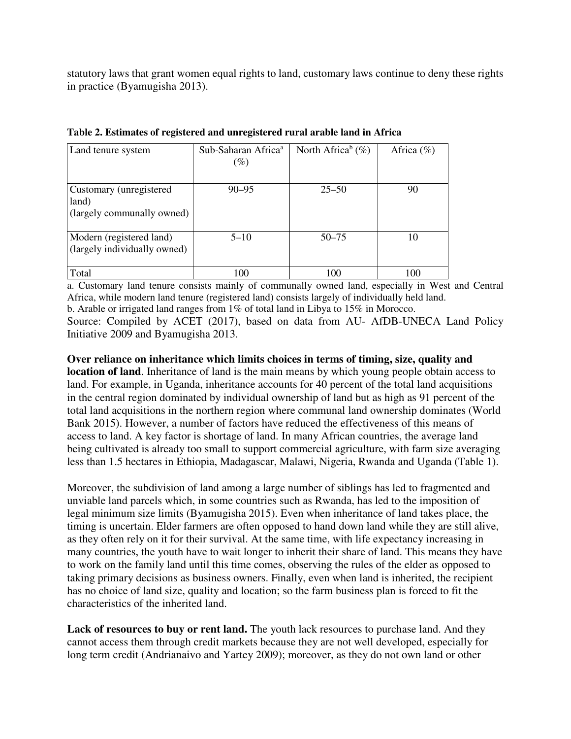statutory laws that grant women equal rights to land, customary laws continue to deny these rights in practice (Byamugisha 2013).

**Table 2. Estimates of registered and unregistered rural arable land in Africa**

| Land tenure system | Sub-Saharan Africa[a] (%) | North Africa[b] (%) | Africa (%) |
|---|---|---|---|
| Customary (unregistered land) (largely communally owned) | 90–95 | 25–50 | 90 |
| Modern (registered land) (largely individually owned) | 5–10 | 50–75 | 10 |
| Total | 100 | 100 | 100 |

a. Customary land tenure consists mainly of communally owned land, especially in West and Central Africa, while modern land tenure (registered land) consists largely of individually held land.

b. Arable or irrigated land ranges from 1% of total land in Libya to 15% in Morocco.

Source: Compiled by ACET (2017), based on data from AU- AfDB-UNECA Land Policy Initiative 2009 and Byamugisha 2013.

**Over reliance on inheritance which limits choices in terms of timing, size, quality and location of land**. Inheritance of land is the main means by which young people obtain access to land. For example, in Uganda, inheritance accounts for 40 percent of the total land acquisitions in the central region dominated by individual ownership of land but as high as 91 percent of the total land acquisitions in the northern region where communal land ownership dominates (World Bank 2015). However, a number of factors have reduced the effectiveness of this means of access to land. A key factor is shortage of land. In many African countries, the average land being cultivated is already too small to support commercial agriculture, with farm size averaging less than 1.5 hectares in Ethiopia, Madagascar, Malawi, Nigeria, Rwanda and Uganda (Table 1).

Moreover, the subdivision of land among a large number of siblings has led to fragmented and unviable land parcels which, in some countries such as Rwanda, has led to the imposition of legal minimum size limits (Byamugisha 2015). Even when inheritance of land takes place, the timing is uncertain. Elder farmers are often opposed to hand down land while they are still alive, as they often rely on it for their survival. At the same time, with life expectancy increasing in many countries, the youth have to wait longer to inherit their share of land. This means they have to work on the family land until this time comes, observing the rules of the elder as opposed to taking primary decisions as business owners. Finally, even when land is inherited, the recipient has no choice of land size, quality and location; so the farm business plan is forced to fit the characteristics of the inherited land.

**Lack of resources to buy or rent land.** The youth lack resources to purchase land. And they cannot access them through credit markets because they are not well developed, especially for long term credit (Andrianaivo and Yartey 2009); moreover, as they do not own land or other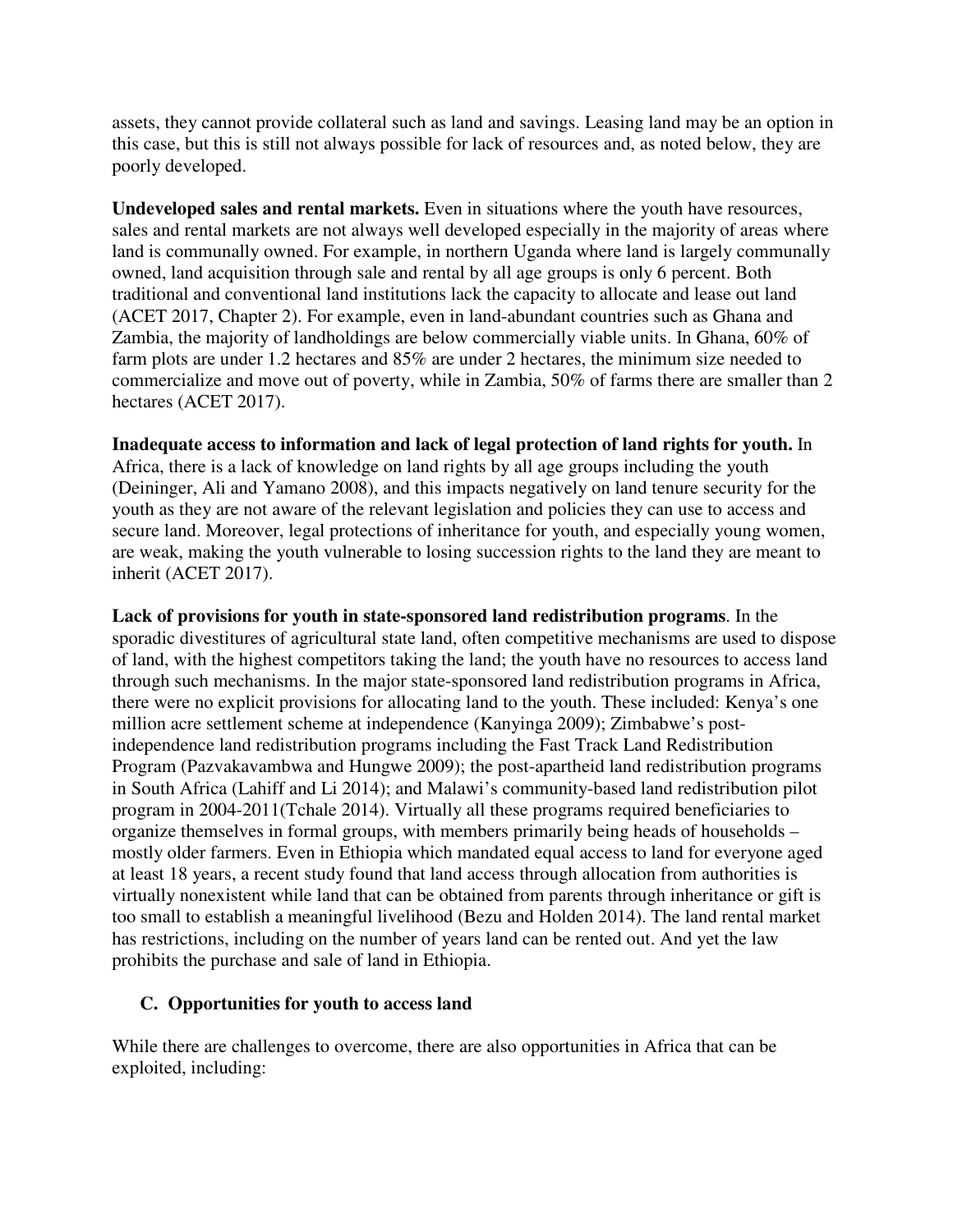assets, they cannot provide collateral such as land and savings. Leasing land may be an option in this case, but this is still not always possible for lack of resources and, as noted below, they are poorly developed.

**Undeveloped sales and rental markets.** Even in situations where the youth have resources, sales and rental markets are not always well developed especially in the majority of areas where land is communally owned. For example, in northern Uganda where land is largely communally owned, land acquisition through sale and rental by all age groups is only 6 percent. Both traditional and conventional land institutions lack the capacity to allocate and lease out land (ACET 2017, Chapter 2). For example, even in land-abundant countries such as Ghana and Zambia, the majority of landholdings are below commercially viable units. In Ghana, 60% of farm plots are under 1.2 hectares and 85% are under 2 hectares, the minimum size needed to commercialize and move out of poverty, while in Zambia, 50% of farms there are smaller than 2 hectares (ACET 2017).

**Inadequate access to information and lack of legal protection of land rights for youth.** In Africa, there is a lack of knowledge on land rights by all age groups including the youth (Deininger, Ali and Yamano 2008), and this impacts negatively on land tenure security for the youth as they are not aware of the relevant legislation and policies they can use to access and secure land. Moreover, legal protections of inheritance for youth, and especially young women, are weak, making the youth vulnerable to losing succession rights to the land they are meant to inherit (ACET 2017).

**Lack of provisions for youth in state-sponsored land redistribution programs**. In the sporadic divestitures of agricultural state land, often competitive mechanisms are used to dispose of land, with the highest competitors taking the land; the youth have no resources to access land through such mechanisms. In the major state-sponsored land redistribution programs in Africa, there were no explicit provisions for allocating land to the youth. These included: Kenya's one million acre settlement scheme at independence (Kanyinga 2009); Zimbabwe's post-independence land redistribution programs including the Fast Track Land Redistribution Program (Pazvakavambwa and Hungwe 2009); the post-apartheid land redistribution programs in South Africa (Lahiff and Li 2014); and Malawi's community-based land redistribution pilot program in 2004-2011(Tchale 2014). Virtually all these programs required beneficiaries to organize themselves in formal groups, with members primarily being heads of households – mostly older farmers. Even in Ethiopia which mandated equal access to land for everyone aged at least 18 years, a recent study found that land access through allocation from authorities is virtually nonexistent while land that can be obtained from parents through inheritance or gift is too small to establish a meaningful livelihood (Bezu and Holden 2014). The land rental market has restrictions, including on the number of years land can be rented out. And yet the law prohibits the purchase and sale of land in Ethiopia.

### C. Opportunities for youth to access land

While there are challenges to overcome, there are also opportunities in Africa that can be exploited, including: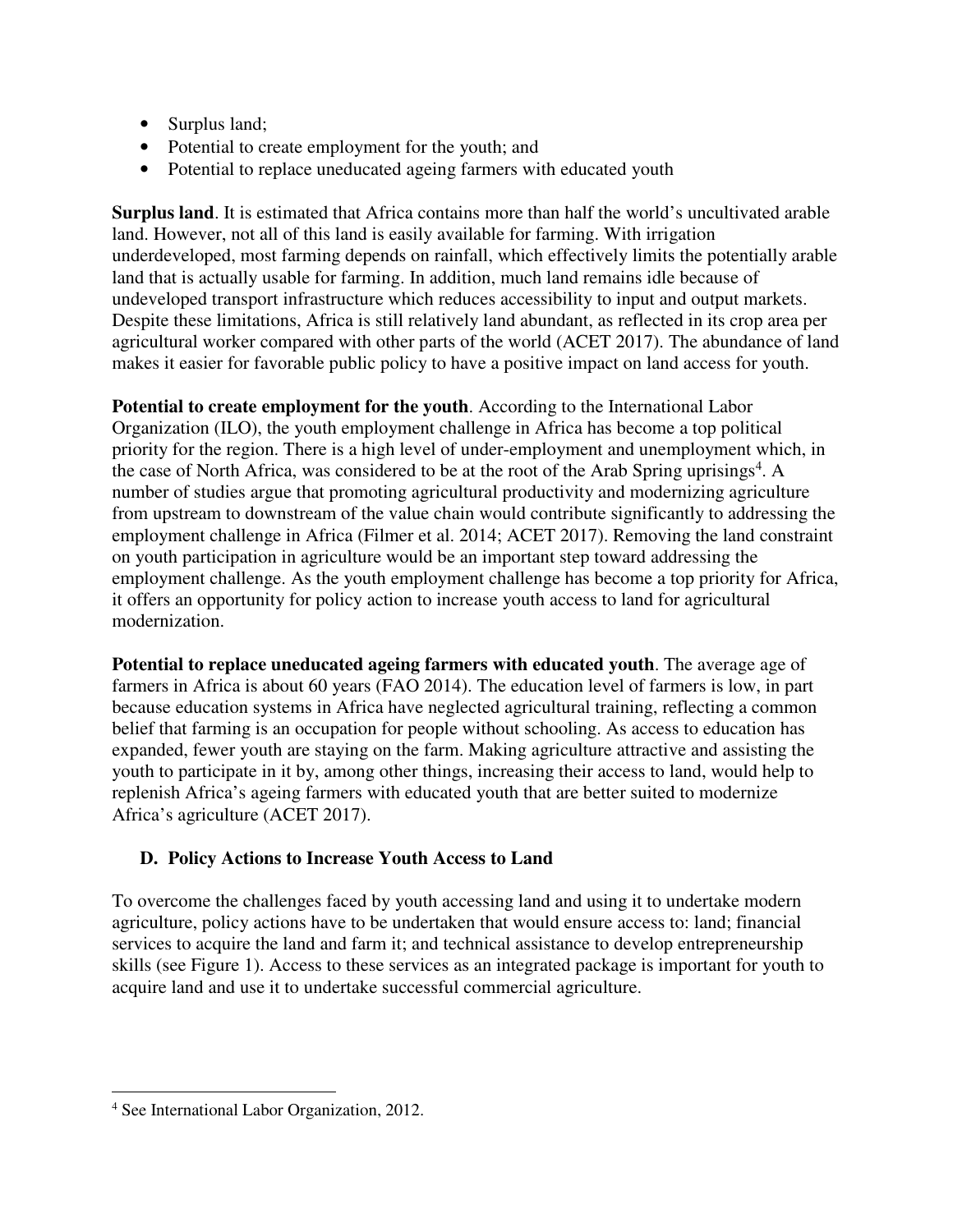- Surplus land;
- Potential to create employment for the youth; and
- Potential to replace uneducated ageing farmers with educated youth

**Surplus land**. It is estimated that Africa contains more than half the world's uncultivated arable land. However, not all of this land is easily available for farming. With irrigation underdeveloped, most farming depends on rainfall, which effectively limits the potentially arable land that is actually usable for farming. In addition, much land remains idle because of undeveloped transport infrastructure which reduces accessibility to input and output markets. Despite these limitations, Africa is still relatively land abundant, as reflected in its crop area per agricultural worker compared with other parts of the world (ACET 2017). The abundance of land makes it easier for favorable public policy to have a positive impact on land access for youth.

**Potential to create employment for the youth**. According to the International Labor Organization (ILO), the youth employment challenge in Africa has become a top political priority for the region. There is a high level of under-employment and unemployment which, in the case of North Africa, was considered to be at the root of the Arab Spring uprisings[4]. A number of studies argue that promoting agricultural productivity and modernizing agriculture from upstream to downstream of the value chain would contribute significantly to addressing the employment challenge in Africa (Filmer et al. 2014; ACET 2017). Removing the land constraint on youth participation in agriculture would be an important step toward addressing the employment challenge. As the youth employment challenge has become a top priority for Africa, it offers an opportunity for policy action to increase youth access to land for agricultural modernization.

**Potential to replace uneducated ageing farmers with educated youth**. The average age of farmers in Africa is about 60 years (FAO 2014). The education level of farmers is low, in part because education systems in Africa have neglected agricultural training, reflecting a common belief that farming is an occupation for people without schooling. As access to education has expanded, fewer youth are staying on the farm. Making agriculture attractive and assisting the youth to participate in it by, among other things, increasing their access to land, would help to replenish Africa's ageing farmers with educated youth that are better suited to modernize Africa's agriculture (ACET 2017).

## D. Policy Actions to Increase Youth Access to Land

To overcome the challenges faced by youth accessing land and using it to undertake modern agriculture, policy actions have to be undertaken that would ensure access to: land; financial services to acquire the land and farm it; and technical assistance to develop entrepreneurship skills (see Figure 1). Access to these services as an integrated package is important for youth to acquire land and use it to undertake successful commercial agriculture.

---

[4] See International Labor Organization, 2012.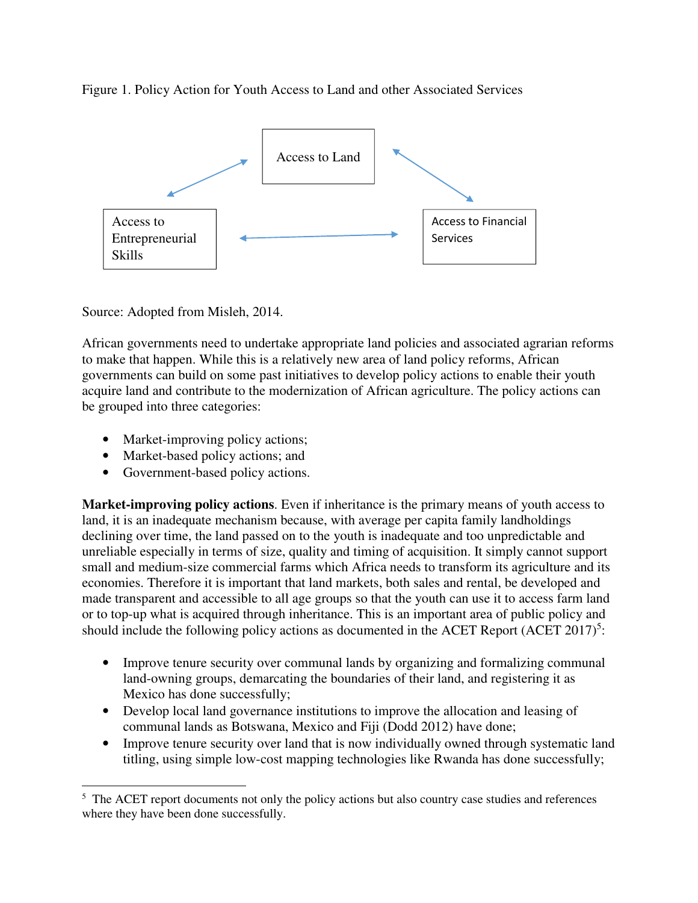Figure 1. Policy Action for Youth Access to Land and other Associated Services

Access to Land

Access to Entrepreneurial Skills

Access to Financial Services

Source: Adopted from Misleh, 2014.

African governments need to undertake appropriate land policies and associated agrarian reforms to make that happen. While this is a relatively new area of land policy reforms, African governments can build on some past initiatives to develop policy actions to enable their youth acquire land and contribute to the modernization of African agriculture. The policy actions can be grouped into three categories:

- Market-improving policy actions;
- Market-based policy actions; and
- Government-based policy actions.

**Market-improving policy actions**. Even if inheritance is the primary means of youth access to land, it is an inadequate mechanism because, with average per capita family landholdings declining over time, the land passed on to the youth is inadequate and too unpredictable and unreliable especially in terms of size, quality and timing of acquisition. It simply cannot support small and medium-size commercial farms which Africa needs to transform its agriculture and its economies. Therefore it is important that land markets, both sales and rental, be developed and made transparent and accessible to all age groups so that the youth can use it to access farm land or to top-up what is acquired through inheritance. This is an important area of public policy and should include the following policy actions as documented in the ACET Report (ACET 2017)[5]:

- Improve tenure security over communal lands by organizing and formalizing communal land-owning groups, demarcating the boundaries of their land, and registering it as Mexico has done successfully;
- Develop local land governance institutions to improve the allocation and leasing of communal lands as Botswana, Mexico and Fiji (Dodd 2012) have done;
- Improve tenure security over land that is now individually owned through systematic land titling, using simple low-cost mapping technologies like Rwanda has done successfully;

[5] The ACET report documents not only the policy actions but also country case studies and references where they have been done successfully.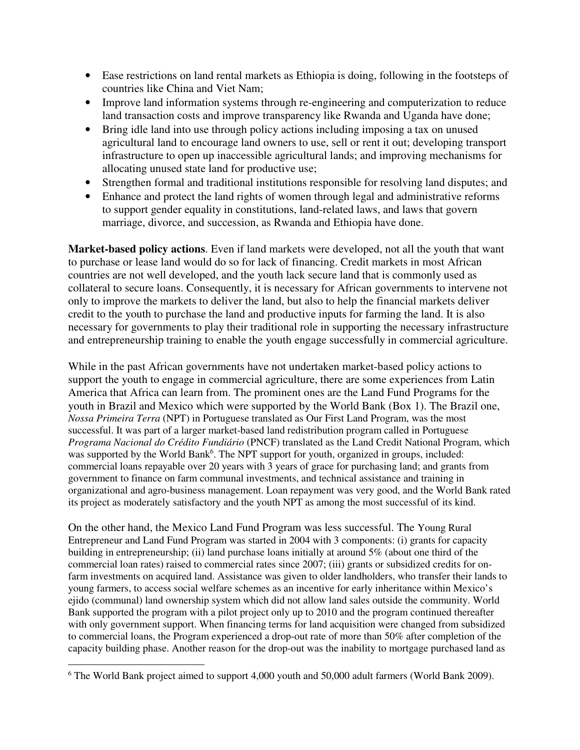- Ease restrictions on land rental markets as Ethiopia is doing, following in the footsteps of countries like China and Viet Nam;
- Improve land information systems through re-engineering and computerization to reduce land transaction costs and improve transparency like Rwanda and Uganda have done;
- Bring idle land into use through policy actions including imposing a tax on unused agricultural land to encourage land owners to use, sell or rent it out; developing transport infrastructure to open up inaccessible agricultural lands; and improving mechanisms for allocating unused state land for productive use;
- Strengthen formal and traditional institutions responsible for resolving land disputes; and
- Enhance and protect the land rights of women through legal and administrative reforms to support gender equality in constitutions, land-related laws, and laws that govern marriage, divorce, and succession, as Rwanda and Ethiopia have done.

**Market-based policy actions**. Even if land markets were developed, not all the youth that want to purchase or lease land would do so for lack of financing. Credit markets in most African countries are not well developed, and the youth lack secure land that is commonly used as collateral to secure loans. Consequently, it is necessary for African governments to intervene not only to improve the markets to deliver the land, but also to help the financial markets deliver credit to the youth to purchase the land and productive inputs for farming the land. It is also necessary for governments to play their traditional role in supporting the necessary infrastructure and entrepreneurship training to enable the youth engage successfully in commercial agriculture.

While in the past African governments have not undertaken market-based policy actions to support the youth to engage in commercial agriculture, there are some experiences from Latin America that Africa can learn from. The prominent ones are the Land Fund Programs for the youth in Brazil and Mexico which were supported by the World Bank (Box 1). The Brazil one, *Nossa Primeira Terra* (NPT) in Portuguese translated as Our First Land Program, was the most successful. It was part of a larger market-based land redistribution program called in Portuguese *Programa Nacional do Crédito Fundiário* (PNCF) translated as the Land Credit National Program, which was supported by the World Bank[6]. The NPT support for youth, organized in groups, included: commercial loans repayable over 20 years with 3 years of grace for purchasing land; and grants from government to finance on farm communal investments, and technical assistance and training in organizational and agro-business management. Loan repayment was very good, and the World Bank rated its project as moderately satisfactory and the youth NPT as among the most successful of its kind.

On the other hand, the Mexico Land Fund Program was less successful. The Young Rural Entrepreneur and Land Fund Program was started in 2004 with 3 components: (i) grants for capacity building in entrepreneurship; (ii) land purchase loans initially at around 5% (about one third of the commercial loan rates) raised to commercial rates since 2007; (iii) grants or subsidized credits for on-farm investments on acquired land. Assistance was given to older landholders, who transfer their lands to young farmers, to access social welfare schemes as an incentive for early inheritance within Mexico's ejido (communal) land ownership system which did not allow land sales outside the community. World Bank supported the program with a pilot project only up to 2010 and the program continued thereafter with only government support. When financing terms for land acquisition were changed from subsidized to commercial loans, the Program experienced a drop-out rate of more than 50% after completion of the capacity building phase. Another reason for the drop-out was the inability to mortgage purchased land as

[6] The World Bank project aimed to support 4,000 youth and 50,000 adult farmers (World Bank 2009).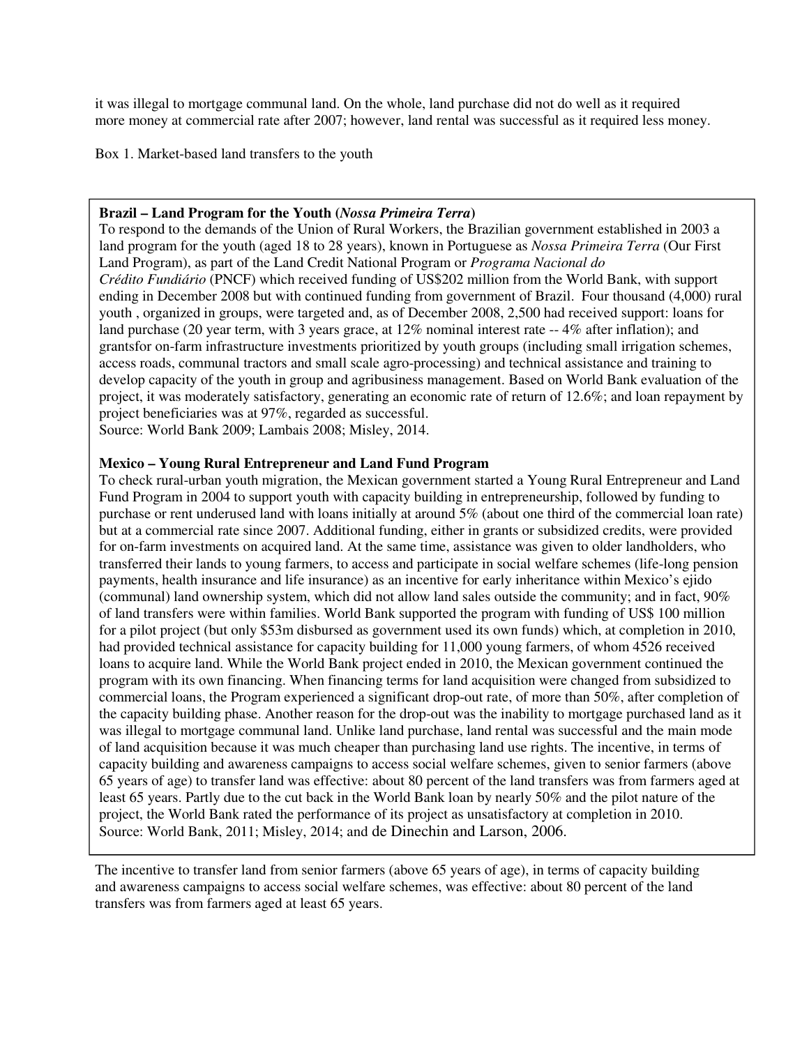it was illegal to mortgage communal land. On the whole, land purchase did not do well as it required more money at commercial rate after 2007; however, land rental was successful as it required less money.

Box 1. Market-based land transfers to the youth

**Brazil – Land Program for the Youth (*Nossa Primeira Terra*)**

To respond to the demands of the Union of Rural Workers, the Brazilian government established in 2003 a land program for the youth (aged 18 to 28 years), known in Portuguese as *Nossa Primeira Terra* (Our First Land Program), as part of the Land Credit National Program or *Programa Nacional do Crédito Fundiário* (PNCF) which received funding of US$202 million from the World Bank, with support ending in December 2008 but with continued funding from government of Brazil. Four thousand (4,000) rural youth , organized in groups, were targeted and, as of December 2008, 2,500 had received support: loans for land purchase (20 year term, with 3 years grace, at 12% nominal interest rate -- 4% after inflation); and grantsfor on-farm infrastructure investments prioritized by youth groups (including small irrigation schemes, access roads, communal tractors and small scale agro-processing) and technical assistance and training to develop capacity of the youth in group and agribusiness management. Based on World Bank evaluation of the project, it was moderately satisfactory, generating an economic rate of return of 12.6%; and loan repayment by project beneficiaries was at 97%, regarded as successful.

Source: World Bank 2009; Lambais 2008; Misley, 2014.

**Mexico – Young Rural Entrepreneur and Land Fund Program**

To check rural-urban youth migration, the Mexican government started a Young Rural Entrepreneur and Land Fund Program in 2004 to support youth with capacity building in entrepreneurship, followed by funding to purchase or rent underused land with loans initially at around 5% (about one third of the commercial loan rate) but at a commercial rate since 2007. Additional funding, either in grants or subsidized credits, were provided for on-farm investments on acquired land. At the same time, assistance was given to older landholders, who transferred their lands to young farmers, to access and participate in social welfare schemes (life-long pension payments, health insurance and life insurance) as an incentive for early inheritance within Mexico's ejido (communal) land ownership system, which did not allow land sales outside the community; and in fact, 90% of land transfers were within families. World Bank supported the program with funding of US$ 100 million for a pilot project (but only $53m disbursed as government used its own funds) which, at completion in 2010, had provided technical assistance for capacity building for 11,000 young farmers, of whom 4526 received loans to acquire land. While the World Bank project ended in 2010, the Mexican government continued the program with its own financing. When financing terms for land acquisition were changed from subsidized to commercial loans, the Program experienced a significant drop-out rate, of more than 50%, after completion of the capacity building phase. Another reason for the drop-out was the inability to mortgage purchased land as it was illegal to mortgage communal land. Unlike land purchase, land rental was successful and the main mode of land acquisition because it was much cheaper than purchasing land use rights. The incentive, in terms of capacity building and awareness campaigns to access social welfare schemes, given to senior farmers (above 65 years of age) to transfer land was effective: about 80 percent of the land transfers was from farmers aged at least 65 years. Partly due to the cut back in the World Bank loan by nearly 50% and the pilot nature of the project, the World Bank rated the performance of its project as unsatisfactory at completion in 2010.

Source: World Bank, 2011; Misley, 2014; and de Dinechin and Larson, 2006.

The incentive to transfer land from senior farmers (above 65 years of age), in terms of capacity building and awareness campaigns to access social welfare schemes, was effective: about 80 percent of the land transfers was from farmers aged at least 65 years.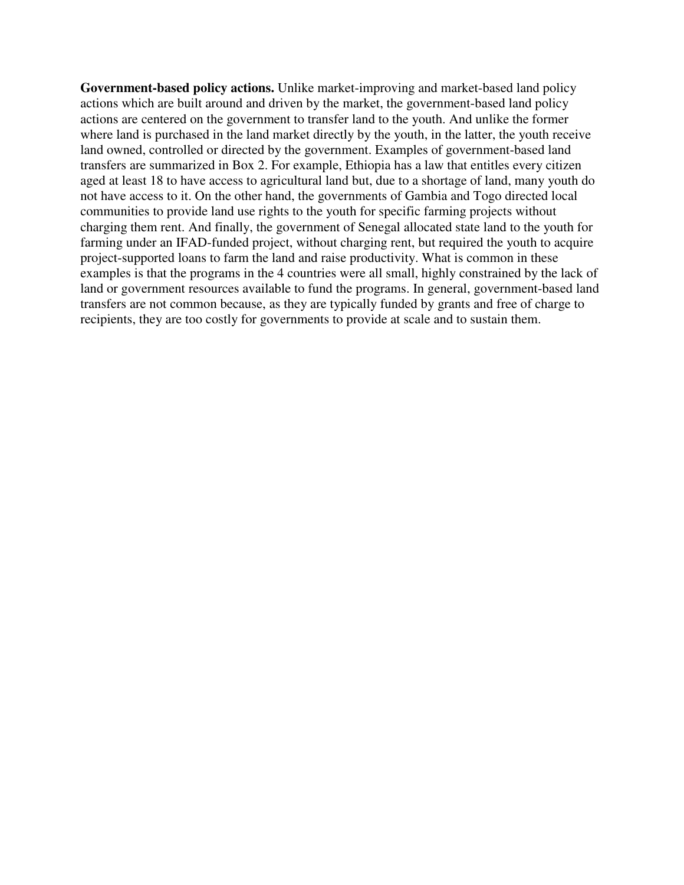**Government-based policy actions.** Unlike market-improving and market-based land policy actions which are built around and driven by the market, the government-based land policy actions are centered on the government to transfer land to the youth. And unlike the former where land is purchased in the land market directly by the youth, in the latter, the youth receive land owned, controlled or directed by the government. Examples of government-based land transfers are summarized in Box 2. For example, Ethiopia has a law that entitles every citizen aged at least 18 to have access to agricultural land but, due to a shortage of land, many youth do not have access to it. On the other hand, the governments of Gambia and Togo directed local communities to provide land use rights to the youth for specific farming projects without charging them rent. And finally, the government of Senegal allocated state land to the youth for farming under an IFAD-funded project, without charging rent, but required the youth to acquire project-supported loans to farm the land and raise productivity. What is common in these examples is that the programs in the 4 countries were all small, highly constrained by the lack of land or government resources available to fund the programs. In general, government-based land transfers are not common because, as they are typically funded by grants and free of charge to recipients, they are too costly for governments to provide at scale and to sustain them.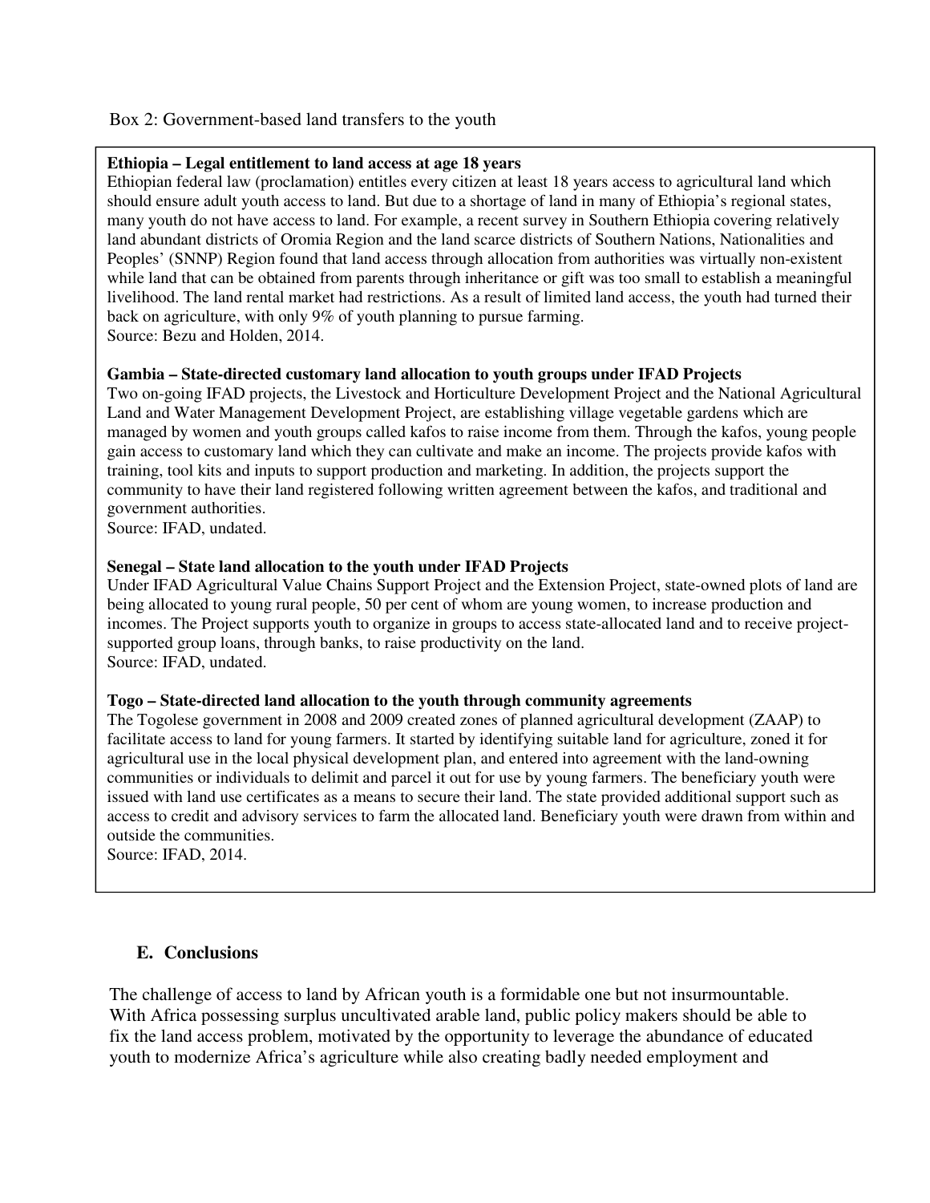Box 2: Government-based land transfers to the youth

**Ethiopia – Legal entitlement to land access at age 18 years**
Ethiopian federal law (proclamation) entitles every citizen at least 18 years access to agricultural land which should ensure adult youth access to land. But due to a shortage of land in many of Ethiopia's regional states, many youth do not have access to land. For example, a recent survey in Southern Ethiopia covering relatively land abundant districts of Oromia Region and the land scarce districts of Southern Nations, Nationalities and Peoples' (SNNP) Region found that land access through allocation from authorities was virtually non-existent while land that can be obtained from parents through inheritance or gift was too small to establish a meaningful livelihood. The land rental market had restrictions. As a result of limited land access, the youth had turned their back on agriculture, with only 9% of youth planning to pursue farming.
Source: Bezu and Holden, 2014.

**Gambia – State-directed customary land allocation to youth groups under IFAD Projects**
Two on-going IFAD projects, the Livestock and Horticulture Development Project and the National Agricultural Land and Water Management Development Project, are establishing village vegetable gardens which are managed by women and youth groups called kafos to raise income from them. Through the kafos, young people gain access to customary land which they can cultivate and make an income. The projects provide kafos with training, tool kits and inputs to support production and marketing. In addition, the projects support the community to have their land registered following written agreement between the kafos, and traditional and government authorities.
Source: IFAD, undated.

**Senegal – State land allocation to the youth under IFAD Projects**
Under IFAD Agricultural Value Chains Support Project and the Extension Project, state-owned plots of land are being allocated to young rural people, 50 per cent of whom are young women, to increase production and incomes. The Project supports youth to organize in groups to access state-allocated land and to receive project-supported group loans, through banks, to raise productivity on the land.
Source: IFAD, undated.

**Togo – State-directed land allocation to the youth through community agreements**
The Togolese government in 2008 and 2009 created zones of planned agricultural development (ZAAP) to facilitate access to land for young farmers. It started by identifying suitable land for agriculture, zoned it for agricultural use in the local physical development plan, and entered into agreement with the land-owning communities or individuals to delimit and parcel it out for use by young farmers. The beneficiary youth were issued with land use certificates as a means to secure their land. The state provided additional support such as access to credit and advisory services to farm the allocated land. Beneficiary youth were drawn from within and outside the communities.
Source: IFAD, 2014.

## E. Conclusions

The challenge of access to land by African youth is a formidable one but not insurmountable. With Africa possessing surplus uncultivated arable land, public policy makers should be able to fix the land access problem, motivated by the opportunity to leverage the abundance of educated youth to modernize Africa's agriculture while also creating badly needed employment and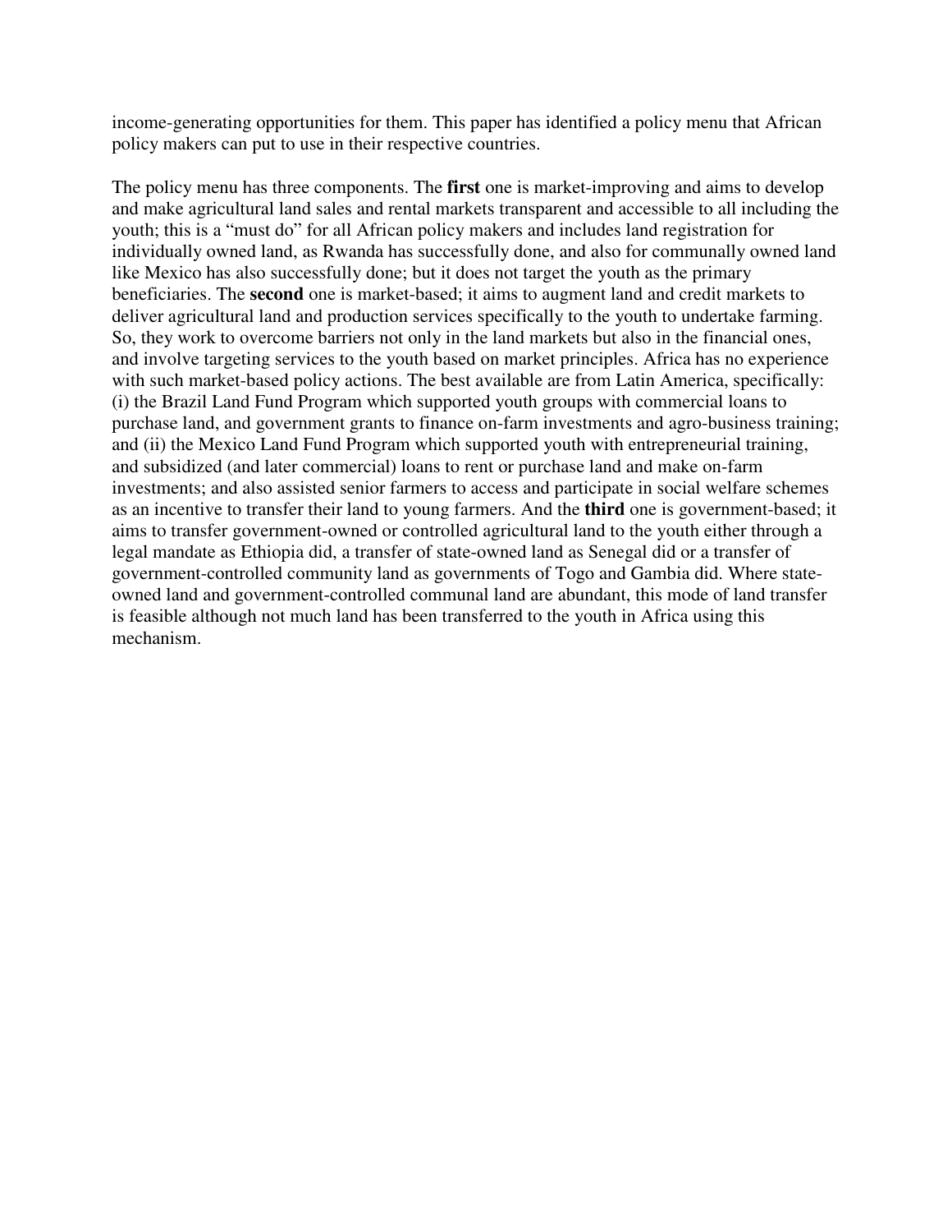income-generating opportunities for them. This paper has identified a policy menu that African policy makers can put to use in their respective countries.

The policy menu has three components. The **first** one is market-improving and aims to develop and make agricultural land sales and rental markets transparent and accessible to all including the youth; this is a "must do" for all African policy makers and includes land registration for individually owned land, as Rwanda has successfully done, and also for communally owned land like Mexico has also successfully done; but it does not target the youth as the primary beneficiaries. The **second** one is market-based; it aims to augment land and credit markets to deliver agricultural land and production services specifically to the youth to undertake farming. So, they work to overcome barriers not only in the land markets but also in the financial ones, and involve targeting services to the youth based on market principles. Africa has no experience with such market-based policy actions. The best available are from Latin America, specifically: (i) the Brazil Land Fund Program which supported youth groups with commercial loans to purchase land, and government grants to finance on-farm investments and agro-business training; and (ii) the Mexico Land Fund Program which supported youth with entrepreneurial training, and subsidized (and later commercial) loans to rent or purchase land and make on-farm investments; and also assisted senior farmers to access and participate in social welfare schemes as an incentive to transfer their land to young farmers. And the **third** one is government-based; it aims to transfer government-owned or controlled agricultural land to the youth either through a legal mandate as Ethiopia did, a transfer of state-owned land as Senegal did or a transfer of government-controlled community land as governments of Togo and Gambia did. Where state-owned land and government-controlled communal land are abundant, this mode of land transfer is feasible although not much land has been transferred to the youth in Africa using this mechanism.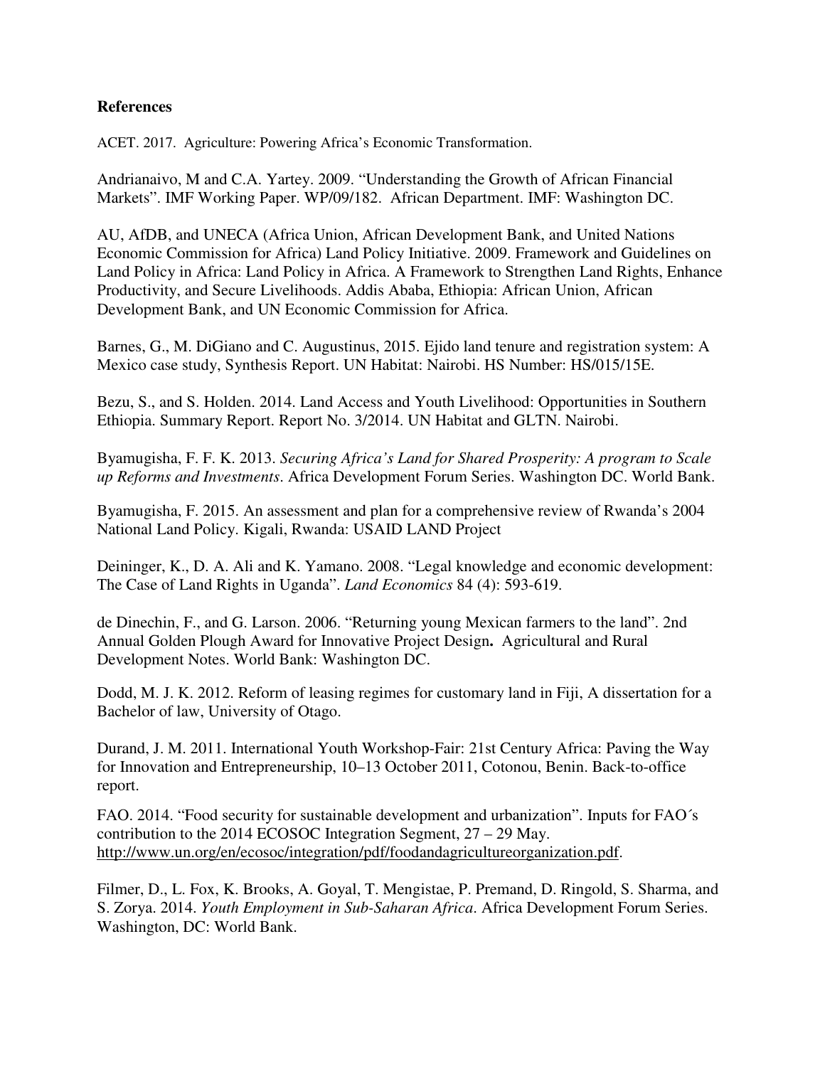**References**

ACET. 2017. Agriculture: Powering Africa's Economic Transformation.

Andrianaivo, M and C.A. Yartey. 2009. "Understanding the Growth of African Financial Markets". IMF Working Paper. WP/09/182. African Department. IMF: Washington DC.

AU, AfDB, and UNECA (Africa Union, African Development Bank, and United Nations Economic Commission for Africa) Land Policy Initiative. 2009. Framework and Guidelines on Land Policy in Africa: Land Policy in Africa. A Framework to Strengthen Land Rights, Enhance Productivity, and Secure Livelihoods. Addis Ababa, Ethiopia: African Union, African Development Bank, and UN Economic Commission for Africa.

Barnes, G., M. DiGiano and C. Augustinus, 2015. Ejido land tenure and registration system: A Mexico case study, Synthesis Report. UN Habitat: Nairobi. HS Number: HS/015/15E.

Bezu, S., and S. Holden. 2014. Land Access and Youth Livelihood: Opportunities in Southern Ethiopia. Summary Report. Report No. 3/2014. UN Habitat and GLTN. Nairobi.

Byamugisha, F. F. K. 2013. *Securing Africa's Land for Shared Prosperity: A program to Scale up Reforms and Investments*. Africa Development Forum Series. Washington DC. World Bank.

Byamugisha, F. 2015. An assessment and plan for a comprehensive review of Rwanda's 2004 National Land Policy. Kigali, Rwanda: USAID LAND Project

Deininger, K., D. A. Ali and K. Yamano. 2008. "Legal knowledge and economic development: The Case of Land Rights in Uganda". *Land Economics* 84 (4): 593-619.

de Dinechin, F., and G. Larson. 2006. "Returning young Mexican farmers to the land". 2nd Annual Golden Plough Award for Innovative Project Design**.** Agricultural and Rural Development Notes. World Bank: Washington DC.

Dodd, M. J. K. 2012. Reform of leasing regimes for customary land in Fiji, A dissertation for a Bachelor of law, University of Otago.

Durand, J. M. 2011. International Youth Workshop-Fair: 21st Century Africa: Paving the Way for Innovation and Entrepreneurship, 10–13 October 2011, Cotonou, Benin. Back-to-office report.

FAO. 2014. "Food security for sustainable development and urbanization". Inputs for FAO´s contribution to the 2014 ECOSOC Integration Segment, 27 – 29 May. http://www.un.org/en/ecosoc/integration/pdf/foodandagricultureorganization.pdf.

Filmer, D., L. Fox, K. Brooks, A. Goyal, T. Mengistae, P. Premand, D. Ringold, S. Sharma, and S. Zorya. 2014. *Youth Employment in Sub-Saharan Africa*. Africa Development Forum Series. Washington, DC: World Bank.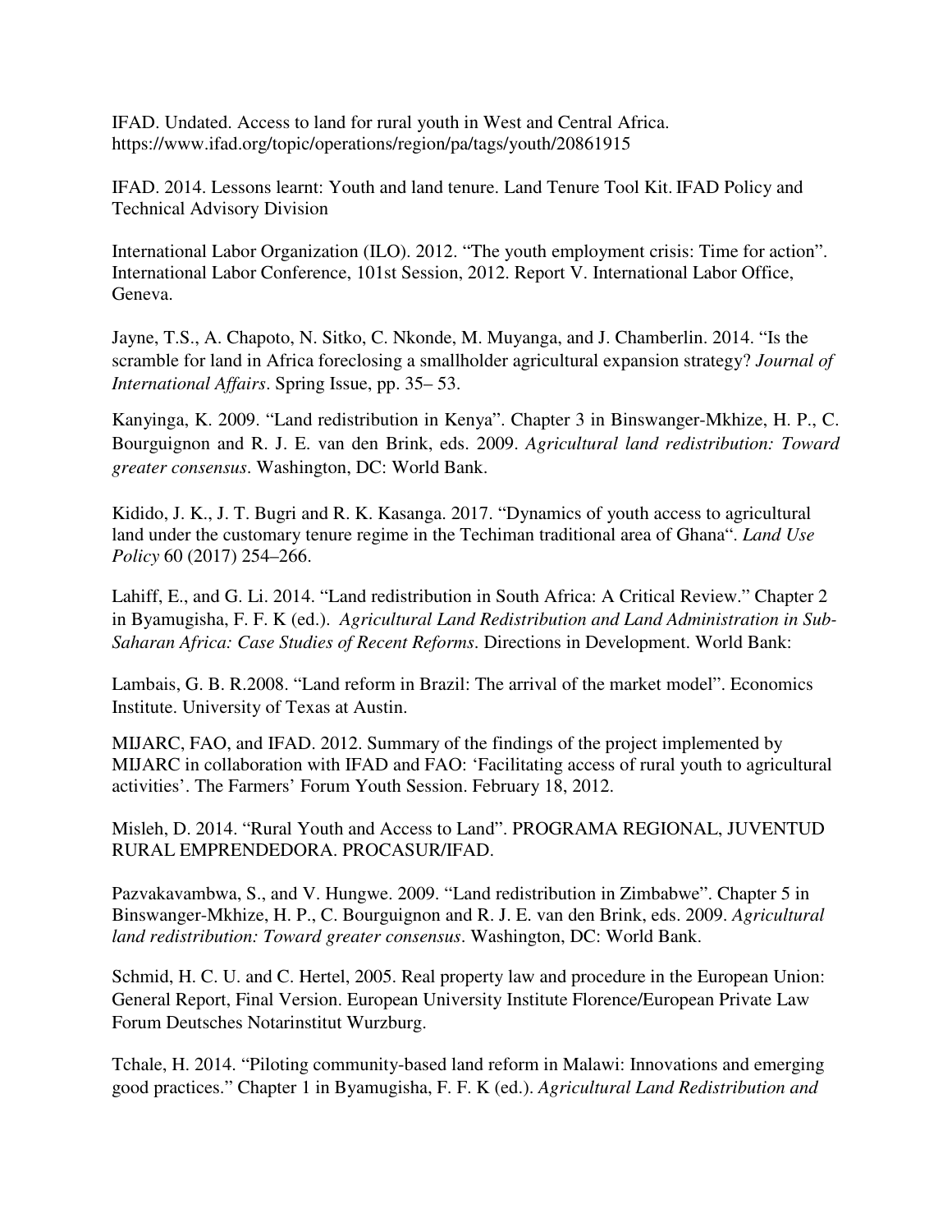IFAD. Undated. Access to land for rural youth in West and Central Africa. https://www.ifad.org/topic/operations/region/pa/tags/youth/20861915

IFAD. 2014. Lessons learnt: Youth and land tenure. Land Tenure Tool Kit. IFAD Policy and Technical Advisory Division

International Labor Organization (ILO). 2012. "The youth employment crisis: Time for action". International Labor Conference, 101st Session, 2012. Report V. International Labor Office, Geneva.

Jayne, T.S., A. Chapoto, N. Sitko, C. Nkonde, M. Muyanga, and J. Chamberlin. 2014. "Is the scramble for land in Africa foreclosing a smallholder agricultural expansion strategy? *Journal of International Affairs*. Spring Issue, pp. 35– 53.

Kanyinga, K. 2009. "Land redistribution in Kenya". Chapter 3 in Binswanger-Mkhize, H. P., C. Bourguignon and R. J. E. van den Brink, eds. 2009. *Agricultural land redistribution: Toward greater consensus*. Washington, DC: World Bank.

Kidido, J. K., J. T. Bugri and R. K. Kasanga. 2017. "Dynamics of youth access to agricultural land under the customary tenure regime in the Techiman traditional area of Ghana". *Land Use Policy* 60 (2017) 254–266.

Lahiff, E., and G. Li. 2014. "Land redistribution in South Africa: A Critical Review." Chapter 2 in Byamugisha, F. F. K (ed.). *Agricultural Land Redistribution and Land Administration in Sub-Saharan Africa: Case Studies of Recent Reforms*. Directions in Development. World Bank:

Lambais, G. B. R.2008. "Land reform in Brazil: The arrival of the market model". Economics Institute. University of Texas at Austin.

MIJARC, FAO, and IFAD. 2012. Summary of the findings of the project implemented by MIJARC in collaboration with IFAD and FAO: 'Facilitating access of rural youth to agricultural activities'. The Farmers' Forum Youth Session. February 18, 2012.

Misleh, D. 2014. "Rural Youth and Access to Land". PROGRAMA REGIONAL, JUVENTUD RURAL EMPRENDEDORA. PROCASUR/IFAD.

Pazvakavambwa, S., and V. Hungwe. 2009. "Land redistribution in Zimbabwe". Chapter 5 in Binswanger-Mkhize, H. P., C. Bourguignon and R. J. E. van den Brink, eds. 2009. *Agricultural land redistribution: Toward greater consensus*. Washington, DC: World Bank.

Schmid, H. C. U. and C. Hertel, 2005. Real property law and procedure in the European Union: General Report, Final Version. European University Institute Florence/European Private Law Forum Deutsches Notarinstitut Wurzburg.

Tchale, H. 2014. "Piloting community-based land reform in Malawi: Innovations and emerging good practices." Chapter 1 in Byamugisha, F. F. K (ed.). *Agricultural Land Redistribution and*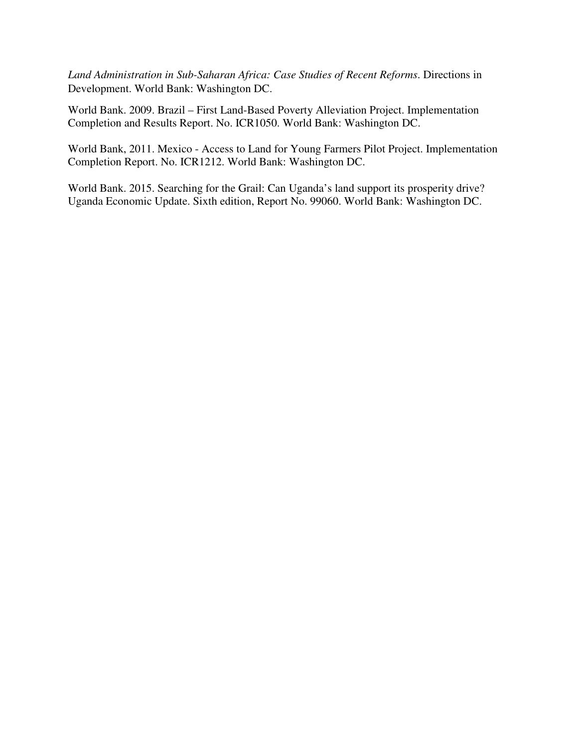*Land Administration in Sub-Saharan Africa: Case Studies of Recent Reforms*. Directions in Development. World Bank: Washington DC.

World Bank. 2009. Brazil – First Land-Based Poverty Alleviation Project. Implementation Completion and Results Report. No. ICR1050. World Bank: Washington DC.

World Bank, 2011. Mexico - Access to Land for Young Farmers Pilot Project. Implementation Completion Report. No. ICR1212. World Bank: Washington DC.

World Bank. 2015. Searching for the Grail: Can Uganda's land support its prosperity drive? Uganda Economic Update. Sixth edition, Report No. 99060. World Bank: Washington DC.